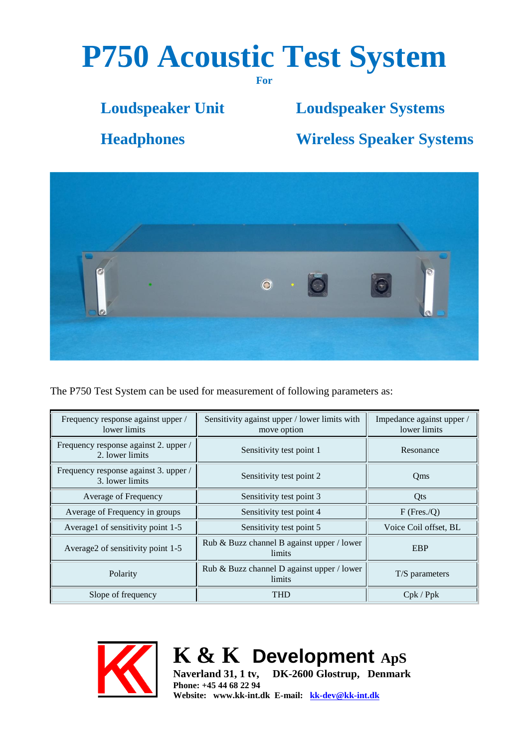# P750 Acoustic Test System

**For**

## Loudspeaker Unit

## Loudspeaker Systems

## Headphones

## Wireless Speaker Systems

The P750 Test System can be used for measurement of following parameters as:

| | | |
|---|---|---|
| Frequency response against upper / lower limits | Sensitivity against upper / lower limits with move option | Impedance against upper / lower limits |
| Frequency response against 2. upper / 2. lower limits | Sensitivity test point 1 | Resonance |
| Frequency response against 3. upper / 3. lower limits | Sensitivity test point 2 | Qms |
| Average of Frequency | Sensitivity test point 3 | Qts |
| Average of Frequency in groups | Sensitivity test point 4 | F (Fres./Q) |
| Average1 of sensitivity point 1-5 | Sensitivity test point 5 | Voice Coil offset, BL |
| Average2 of sensitivity point 1-5 | Rub & Buzz channel B against upper / lower limits | EBP |
| Polarity | Rub & Buzz channel D against upper / lower limits | T/S parameters |
| Slope of frequency | THD | Cpk / Ppk |

**K & K Development ApS**

**Naverland 31, 1 tv, DK-2600 Glostrup, Denmark**
**Phone: +45 44 68 22 94**
**Website: www.kk-int.dk E-mail: kk-dev@kk-int.dk**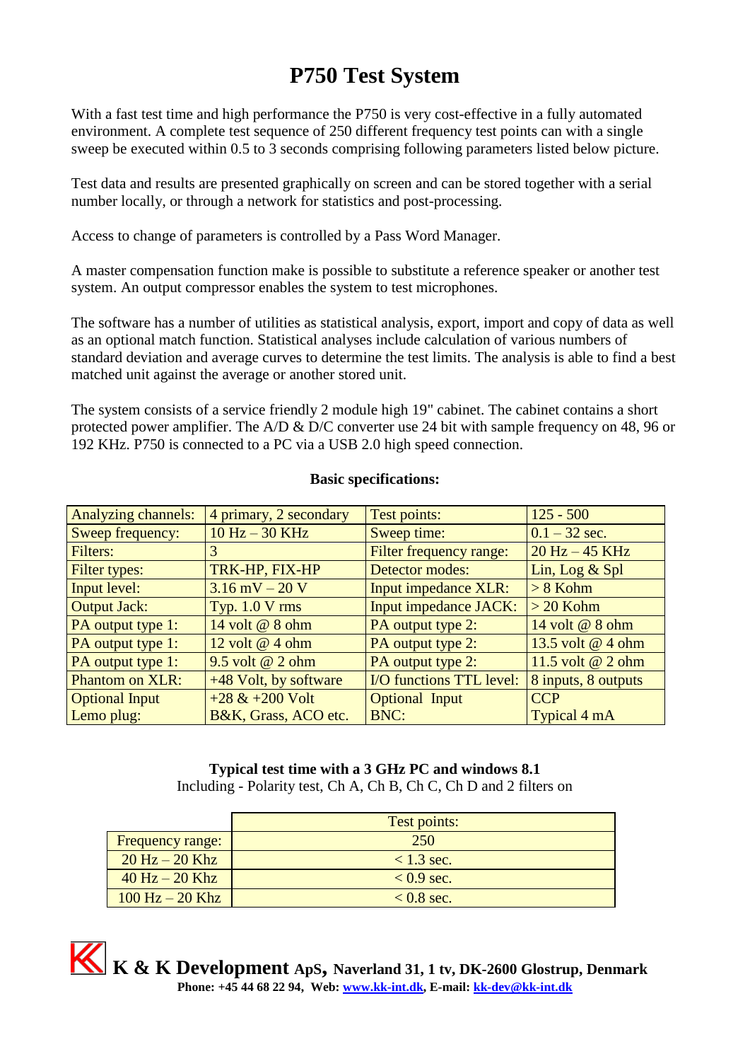# P750 Test System

With a fast test time and high performance the P750 is very cost-effective in a fully automated environment. A complete test sequence of 250 different frequency test points can with a single sweep be executed within 0.5 to 3 seconds comprising following parameters listed below picture.

Test data and results are presented graphically on screen and can be stored together with a serial number locally, or through a network for statistics and post-processing.

Access to change of parameters is controlled by a Pass Word Manager.

A master compensation function make is possible to substitute a reference speaker or another test system. An output compressor enables the system to test microphones.

The software has a number of utilities as statistical analysis, export, import and copy of data as well as an optional match function. Statistical analyses include calculation of various numbers of standard deviation and average curves to determine the test limits. The analysis is able to find a best matched unit against the average or another stored unit.

The system consists of a service friendly 2 module high 19" cabinet. The cabinet contains a short protected power amplifier. The A/D & D/C converter use 24 bit with sample frequency on 48, 96 or 192 KHz. P750 is connected to a PC via a USB 2.0 high speed connection.

**Basic specifications:**

| | | | |
|---|---|---|---|
| Analyzing channels: | 4 primary, 2 secondary | Test points: | 125 - 500 |
| Sweep frequency: | 10 Hz – 30 KHz | Sweep time: | 0.1 – 32 sec. |
| Filters: | 3 | Filter frequency range: | 20 Hz – 45 KHz |
| Filter types: | TRK-HP, FIX-HP | Detector modes: | Lin, Log & Spl |
| Input level: | 3.16 mV – 20 V | Input impedance XLR: | > 8 Kohm |
| Output Jack: | Typ. 1.0 V rms | Input impedance JACK: | > 20 Kohm |
| PA output type 1: | 14 volt @ 8 ohm | PA output type 2: | 14 volt @ 8 ohm |
| PA output type 1: | 12 volt @ 4 ohm | PA output type 2: | 13.5 volt @ 4 ohm |
| PA output type 1: | 9.5 volt @ 2 ohm | PA output type 2: | 11.5 volt @ 2 ohm |
| Phantom on XLR: | +48 Volt, by software | I/O functions TTL level: | 8 inputs, 8 outputs |
| Optional Input Lemo plug: | +28 & +200 Volt B&K, Grass, ACO etc. | Optional Input BNC: | CCP Typical 4 mA |

**Typical test time with a 3 GHz PC and windows 8.1**
Including - Polarity test, Ch A, Ch B, Ch C, Ch D and 2 filters on

| | Test points: |
|---|---|
| Frequency range: | 250 |
| 20 Hz – 20 Khz | < 1.3 sec. |
| 40 Hz – 20 Khz | < 0.9 sec. |
| 100 Hz – 20 Khz | < 0.8 sec. |

**K & K Development ApS, Naverland 31, 1 tv, DK-2600 Glostrup, Denmark**
**Phone: +45 44 68 22 94, Web: www.kk-int.dk, E-mail: kk-dev@kk-int.dk**